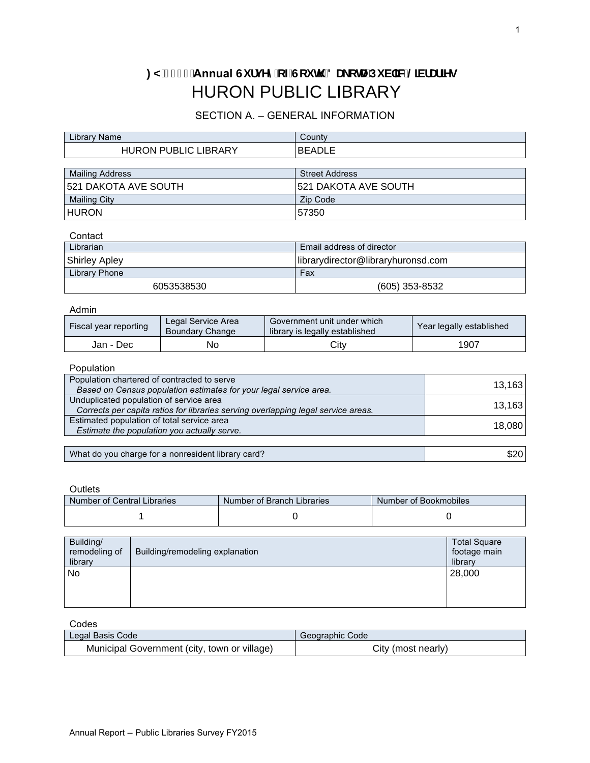# FY2015 Annual Survey of South Dakota Public Libraries

# HURON PUBLIC LIBRARY

## SECTION A. – GENERAL INFORMATION

| Library Name | County |
|---|---|
| HURON PUBLIC LIBRARY | BEADLE |

| Mailing Address | Street Address |
|---|---|
| 521 DAKOTA AVE SOUTH | 521 DAKOTA AVE SOUTH |
| Mailing City | Zip Code |
| HURON | 57350 |

Contact

| Librarian | Email address of director |
|---|---|
| Shirley Apley | librarydirector@libraryhuronsd.com |
| Library Phone | Fax |
| 6053538530 | (605) 353-8532 |

Admin

| Fiscal year reporting | Legal Service Area Boundary Change | Government unit under which library is legally established | Year legally established |
|---|---|---|---|
| Jan - Dec | No | City | 1907 |

Population

| | |
|---|---|
| Population chartered of contracted to serve<br>*Based on Census population estimates for your legal service area.* | 13,163 |
| Unduplicated population of service area<br>*Corrects per capita ratios for libraries serving overlapping legal service areas.* | 13,163 |
| Estimated population of total service area<br>*Estimate the population you actually serve.* | 18,080 |

| | |
|---|---|
| What do you charge for a nonresident library card? | $20 |

Outlets

| Number of Central Libraries | Number of Branch Libraries | Number of Bookmobiles |
|---|---|---|
| 1 | 0 | 0 |

| Building/ remodeling of library | Building/remodeling explanation | Total Square footage main library |
|---|---|---|
| No | | 28,000 |

Codes

| Legal Basis Code | Geographic Code |
|---|---|
| Municipal Government (city, town or village) | City (most nearly) |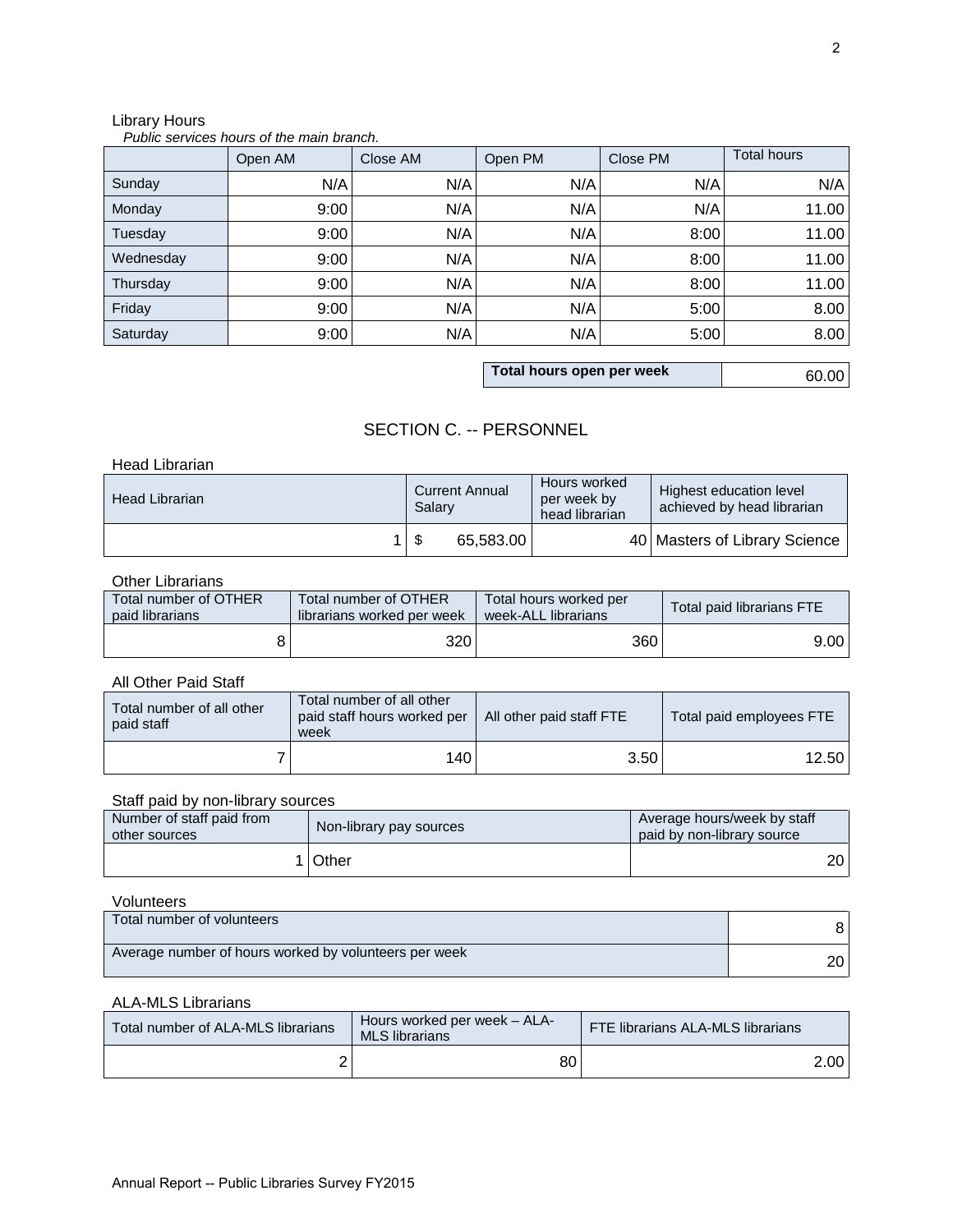### Library Hours

*Public services hours of the main branch.*

| | Open AM | Close AM | Open PM | Close PM | Total hours |
|---|---|---|---|---|---|
| Sunday | N/A | N/A | N/A | N/A | N/A |
| Monday | 9:00 | N/A | N/A | N/A | 11.00 |
| Tuesday | 9:00 | N/A | N/A | 8:00 | 11.00 |
| Wednesday | 9:00 | N/A | N/A | 8:00 | 11.00 |
| Thursday | 9:00 | N/A | N/A | 8:00 | 11.00 |
| Friday | 9:00 | N/A | N/A | 5:00 | 8.00 |
| Saturday | 9:00 | N/A | N/A | 5:00 | 8.00 |

| **Total hours open per week** | 60.00 |
|---|---|

## SECTION C. -- PERSONNEL

### Head Librarian

| Head Librarian | Current Annual Salary | Hours worked per week by head librarian | Highest education level achieved by head librarian |
|---|---|---|---|
| 1 | $ 65,583.00 | 40 | Masters of Library Science |

### Other Librarians

| Total number of OTHER paid librarians | Total number of OTHER librarians worked per week | Total hours worked per week-ALL librarians | Total paid librarians FTE |
|---|---|---|---|
| 8 | 320 | 360 | 9.00 |

### All Other Paid Staff

| Total number of all other paid staff | Total number of all other paid staff hours worked per week | All other paid staff FTE | Total paid employees FTE |
|---|---|---|---|
| 7 | 140 | 3.50 | 12.50 |

### Staff paid by non-library sources

| Number of staff paid from other sources | Non-library pay sources | Average hours/week by staff paid by non-library source |
|---|---|---|
| 1 | Other | 20 |

### Volunteers

| Total number of volunteers | 8 |
|---|---|
| Average number of hours worked by volunteers per week | 20 |

### ALA-MLS Librarians

| Total number of ALA-MLS librarians | Hours worked per week – ALA-MLS librarians | FTE librarians ALA-MLS librarians |
|---|---|---|
| 2 | 80 | 2.00 |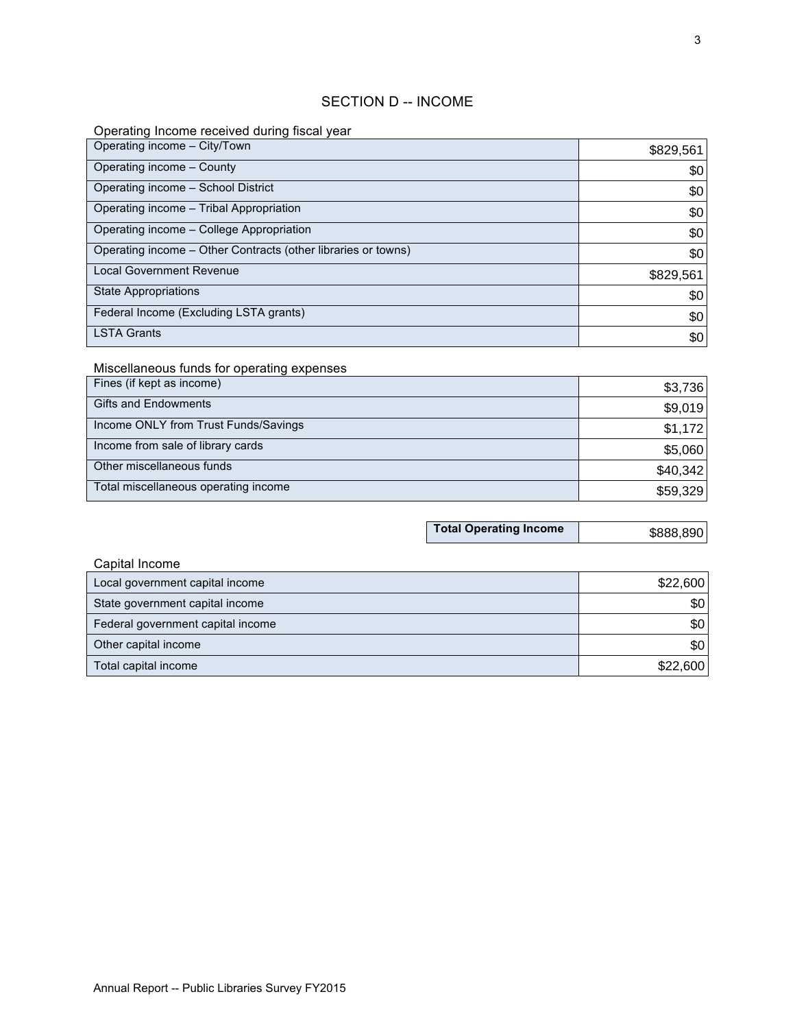## SECTION D -- INCOME

Operating Income received during fiscal year

| Item | Amount |
|---|---|
| Operating income – City/Town | $829,561 |
| Operating income – County | $0 |
| Operating income – School District | $0 |
| Operating income – Tribal Appropriation | $0 |
| Operating income – College Appropriation | $0 |
| Operating income – Other Contracts (other libraries or towns) | $0 |
| Local Government Revenue | $829,561 |
| State Appropriations | $0 |
| Federal Income (Excluding LSTA grants) | $0 |
| LSTA Grants | $0 |

Miscellaneous funds for operating expenses

| Item | Amount |
|---|---|
| Fines (if kept as income) | $3,736 |
| Gifts and Endowments | $9,019 |
| Income ONLY from Trust Funds/Savings | $1,172 |
| Income from sale of library cards | $5,060 |
| Other miscellaneous funds | $40,342 |
| Total miscellaneous operating income | $59,329 |

| **Total Operating Income** | $888,890 |
|---|---|

Capital Income

| Item | Amount |
|---|---|
| Local government capital income | $22,600 |
| State government capital income | $0 |
| Federal government capital income | $0 |
| Other capital income | $0 |
| Total capital income | $22,600 |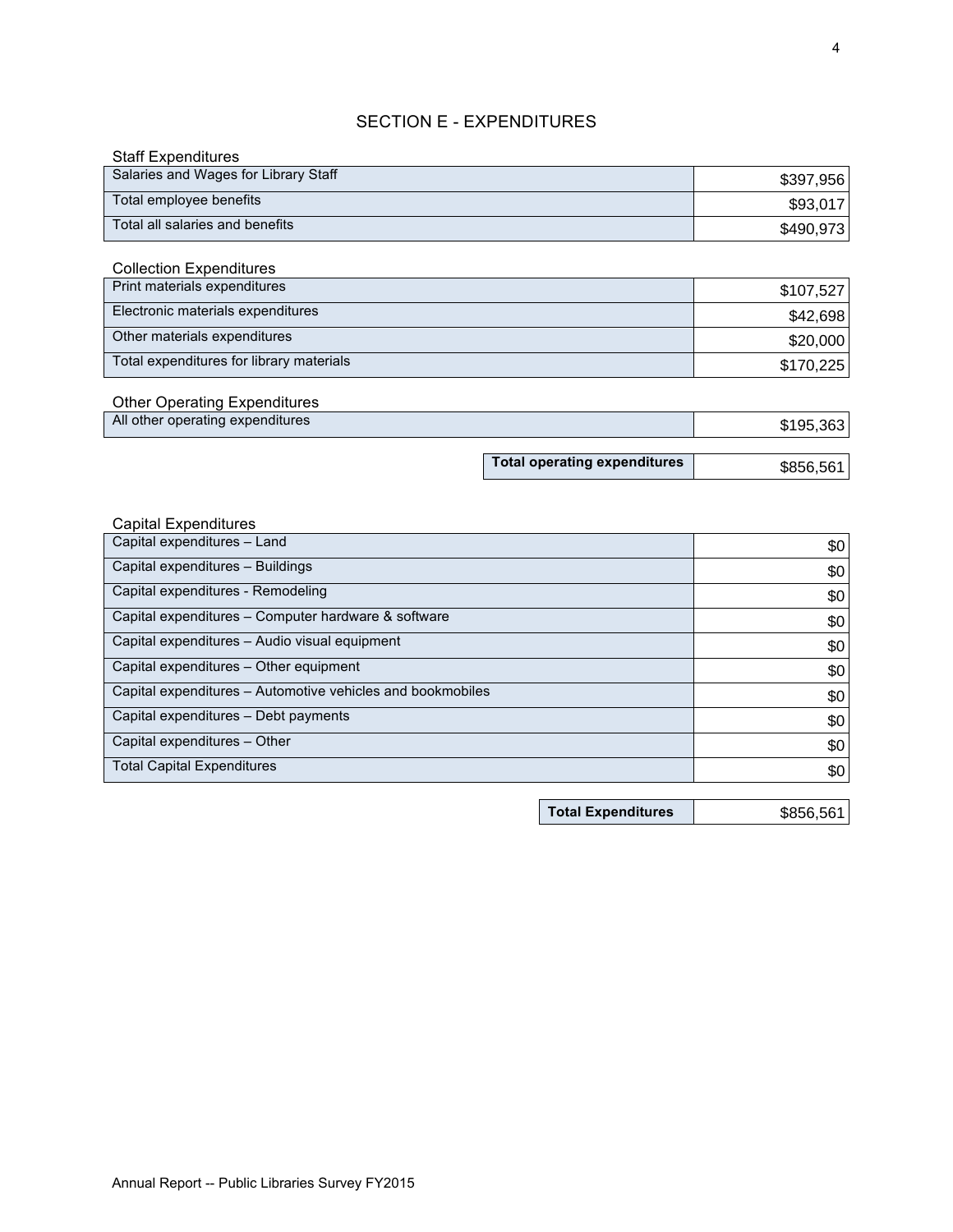# SECTION E - EXPENDITURES

Staff Expenditures

| Item | Amount |
|---|---|
| Salaries and Wages for Library Staff | $397,956 |
| Total employee benefits | $93,017 |
| Total all salaries and benefits | $490,973 |

Collection Expenditures

| Item | Amount |
|---|---|
| Print materials expenditures | $107,527 |
| Electronic materials expenditures | $42,698 |
| Other materials expenditures | $20,000 |
| Total expenditures for library materials | $170,225 |

Other Operating Expenditures

| Item | Amount |
|---|---|
| All other operating expenditures | $195,363 |

| | |
|---|---|
| **Total operating expenditures** | $856,561 |

Capital Expenditures

| Item | Amount |
|---|---|
| Capital expenditures – Land | $0 |
| Capital expenditures – Buildings | $0 |
| Capital expenditures - Remodeling | $0 |
| Capital expenditures – Computer hardware & software | $0 |
| Capital expenditures – Audio visual equipment | $0 |
| Capital expenditures – Other equipment | $0 |
| Capital expenditures – Automotive vehicles and bookmobiles | $0 |
| Capital expenditures – Debt payments | $0 |
| Capital expenditures – Other | $0 |
| Total Capital Expenditures | $0 |

| | |
|---|---|
| **Total Expenditures** | $856,561 |

Annual Report -- Public Libraries Survey FY2015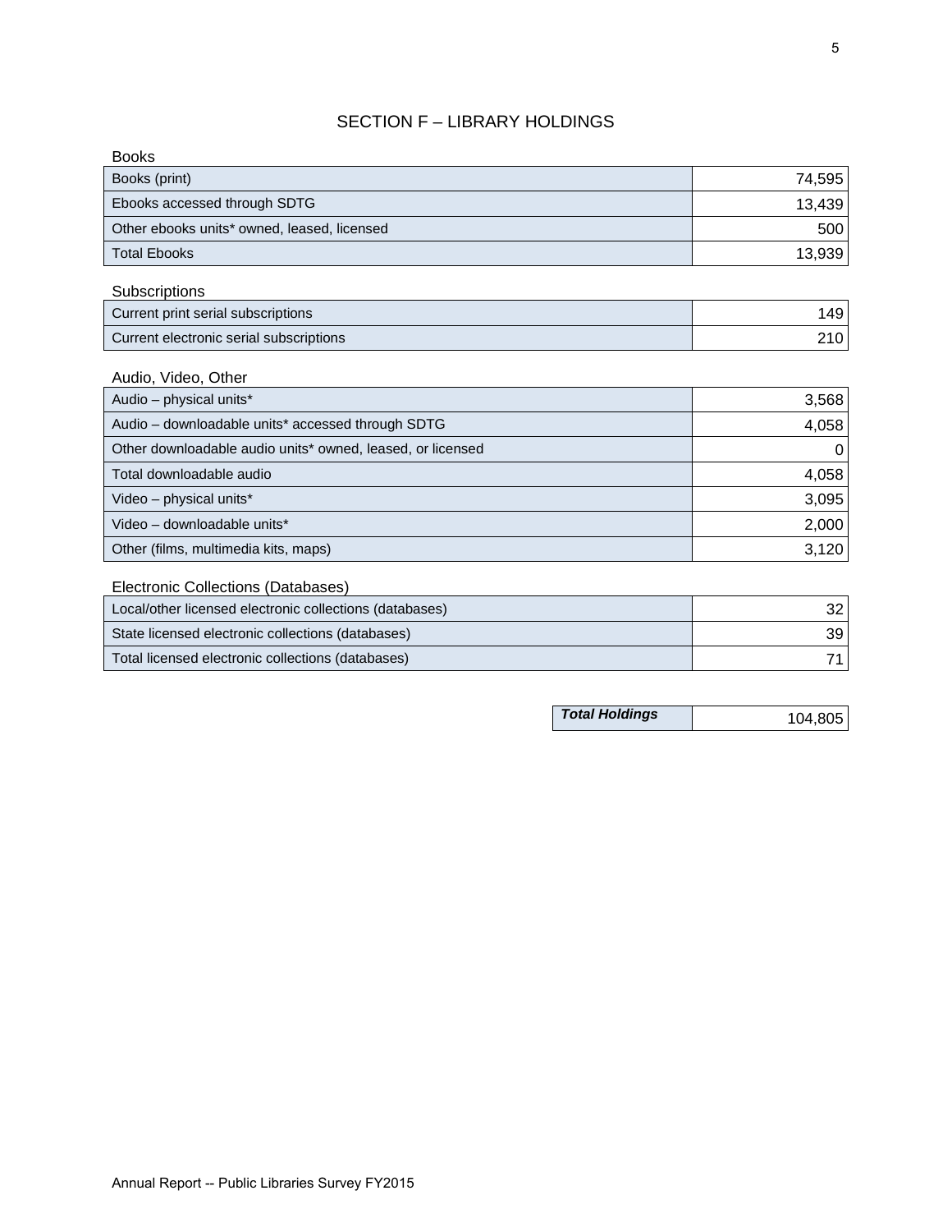## SECTION F – LIBRARY HOLDINGS

Books

| | |
|---|---|
| Books (print) | 74,595 |
| Ebooks accessed through SDTG | 13,439 |
| Other ebooks units* owned, leased, licensed | 500 |
| Total Ebooks | 13,939 |

Subscriptions

| | |
|---|---|
| Current print serial subscriptions | 149 |
| Current electronic serial subscriptions | 210 |

Audio, Video, Other

| | |
|---|---|
| Audio – physical units* | 3,568 |
| Audio – downloadable units* accessed through SDTG | 4,058 |
| Other downloadable audio units* owned, leased, or licensed | 0 |
| Total downloadable audio | 4,058 |
| Video – physical units* | 3,095 |
| Video – downloadable units* | 2,000 |
| Other (films, multimedia kits, maps) | 3,120 |

Electronic Collections (Databases)

| | |
|---|---|
| Local/other licensed electronic collections (databases) | 32 |
| State licensed electronic collections (databases) | 39 |
| Total licensed electronic collections (databases) | 71 |

| | |
|---|---|
| ***Total Holdings*** | 104,805 |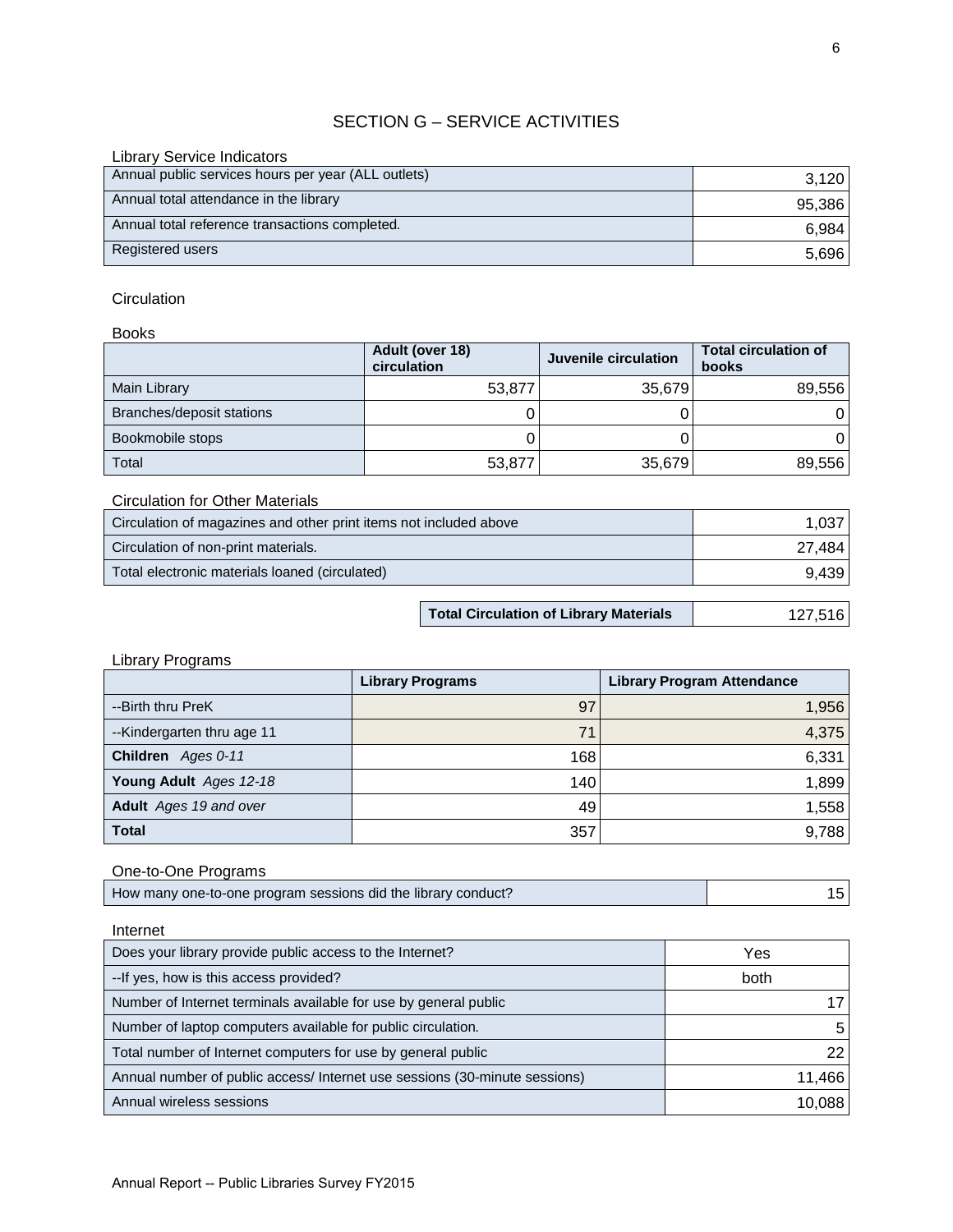# SECTION G – SERVICE ACTIVITIES

Library Service Indicators

| | |
|---|---|
| Annual public services hours per year (ALL outlets) | 3,120 |
| Annual total attendance in the library | 95,386 |
| Annual total reference transactions completed. | 6,984 |
| Registered users | 5,696 |

## Circulation

Books

| | Adult (over 18) circulation | Juvenile circulation | Total circulation of books |
|---|---|---|---|
| Main Library | 53,877 | 35,679 | 89,556 |
| Branches/deposit stations | 0 | 0 | 0 |
| Bookmobile stops | 0 | 0 | 0 |
| Total | 53,877 | 35,679 | 89,556 |

Circulation for Other Materials

| | |
|---|---|
| Circulation of magazines and other print items not included above | 1,037 |
| Circulation of non-print materials. | 27,484 |
| Total electronic materials loaned (circulated) | 9,439 |

| | |
|---|---|
| **Total Circulation of Library Materials** | 127,516 |

Library Programs

| | Library Programs | Library Program Attendance |
|---|---|---|
| --Birth thru PreK | 97 | 1,956 |
| --Kindergarten thru age 11 | 71 | 4,375 |
| **Children** *Ages 0-11* | 168 | 6,331 |
| **Young Adult** *Ages 12-18* | 140 | 1,899 |
| **Adult** *Ages 19 and over* | 49 | 1,558 |
| **Total** | 357 | 9,788 |

One-to-One Programs

| | |
|---|---|
| How many one-to-one program sessions did the library conduct? | 15 |

Internet

| | |
|---|---|
| Does your library provide public access to the Internet? | Yes |
| --If yes, how is this access provided? | both |
| Number of Internet terminals available for use by general public | 17 |
| Number of laptop computers available for public circulation. | 5 |
| Total number of Internet computers for use by general public | 22 |
| Annual number of public access/ Internet use sessions (30-minute sessions) | 11,466 |
| Annual wireless sessions | 10,088 |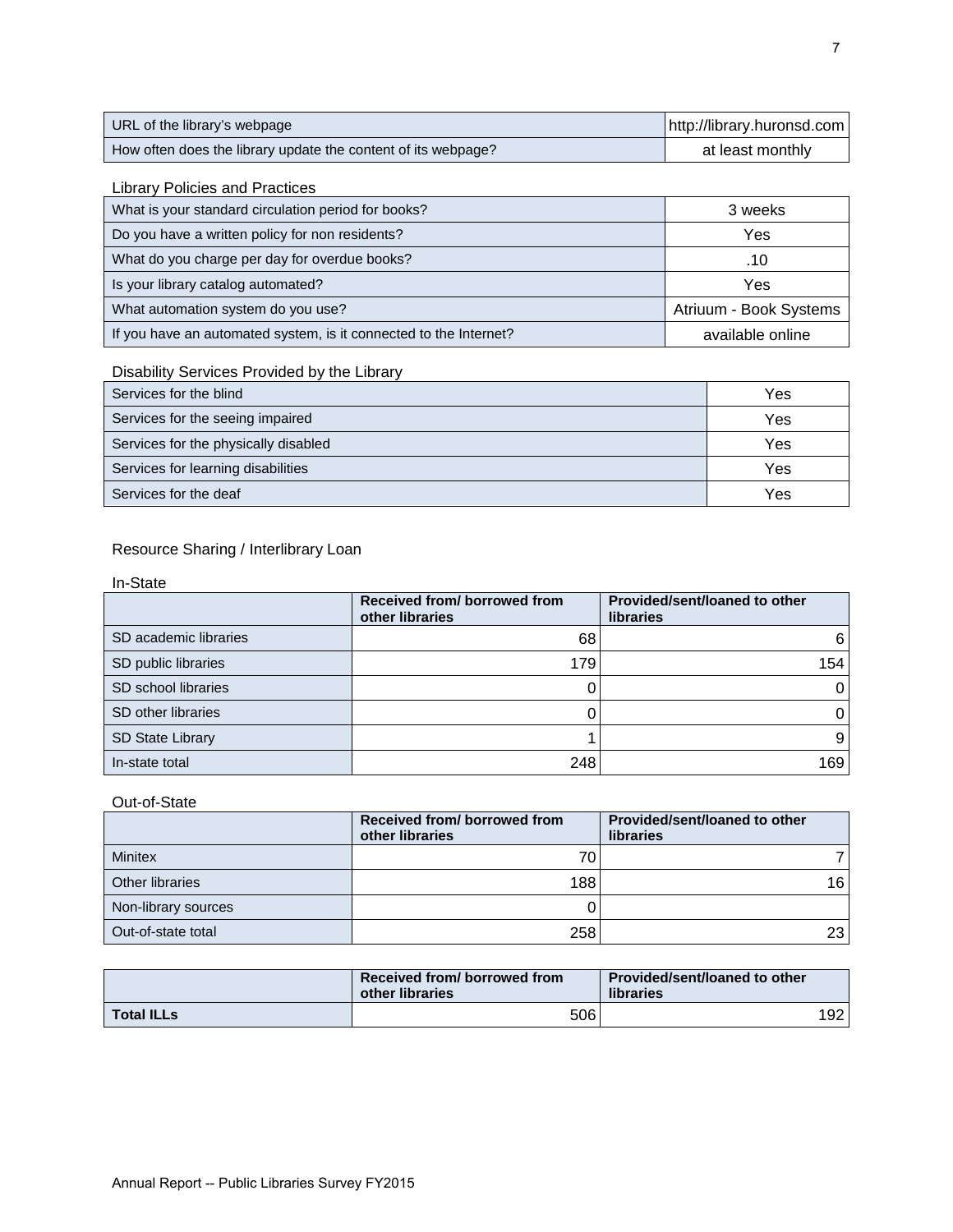| URL of the library's webpage | http://library.huronsd.com |
| --- | --- |
| How often does the library update the content of its webpage? | at least monthly |

Library Policies and Practices

| What is your standard circulation period for books? | 3 weeks |
| --- | --- |
| Do you have a written policy for non residents? | Yes |
| What do you charge per day for overdue books? | .10 |
| Is your library catalog automated? | Yes |
| What automation system do you use? | Atriuum - Book Systems |
| If you have an automated system, is it connected to the Internet? | available online |

Disability Services Provided by the Library

| Services for the blind | Yes |
| --- | --- |
| Services for the seeing impaired | Yes |
| Services for the physically disabled | Yes |
| Services for learning disabilities | Yes |
| Services for the deaf | Yes |

Resource Sharing / Interlibrary Loan

In-State

| | Received from/ borrowed from other libraries | Provided/sent/loaned to other libraries |
| --- | --- | --- |
| SD academic libraries | 68 | 6 |
| SD public libraries | 179 | 154 |
| SD school libraries | 0 | 0 |
| SD other libraries | 0 | 0 |
| SD State Library | 1 | 9 |
| In-state total | 248 | 169 |

Out-of-State

| | Received from/ borrowed from other libraries | Provided/sent/loaned to other libraries |
| --- | --- | --- |
| Minitex | 70 | 7 |
| Other libraries | 188 | 16 |
| Non-library sources | 0 | |
| Out-of-state total | 258 | 23 |

| | Received from/ borrowed from other libraries | Provided/sent/loaned to other libraries |
| --- | --- | --- |
| **Total ILLs** | 506 | 192 |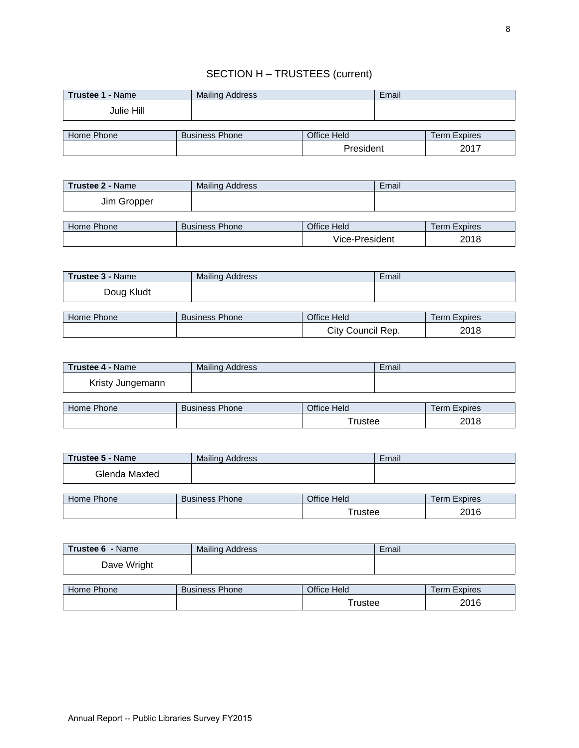## SECTION H – TRUSTEES (current)

| **Trustee 1 -** Name | Mailing Address | Email |
|---|---|---|
| Julie Hill | | |

| Home Phone | Business Phone | Office Held | Term Expires |
|---|---|---|---|
| | | President | 2017 |

| **Trustee 2 -** Name | Mailing Address | Email |
|---|---|---|
| Jim Gropper | | |

| Home Phone | Business Phone | Office Held | Term Expires |
|---|---|---|---|
| | | Vice-President | 2018 |

| **Trustee 3 -** Name | Mailing Address | Email |
|---|---|---|
| Doug Kludt | | |

| Home Phone | Business Phone | Office Held | Term Expires |
|---|---|---|---|
| | | City Council Rep. | 2018 |

| **Trustee 4 -** Name | Mailing Address | Email |
|---|---|---|
| Kristy Jungemann | | |

| Home Phone | Business Phone | Office Held | Term Expires |
|---|---|---|---|
| | | Trustee | 2018 |

| **Trustee 5 -** Name | Mailing Address | Email |
|---|---|---|
| Glenda Maxted | | |

| Home Phone | Business Phone | Office Held | Term Expires |
|---|---|---|---|
| | | Trustee | 2016 |

| **Trustee 6 -** Name | Mailing Address | Email |
|---|---|---|
| Dave Wright | | |

| Home Phone | Business Phone | Office Held | Term Expires |
|---|---|---|---|
| | | Trustee | 2016 |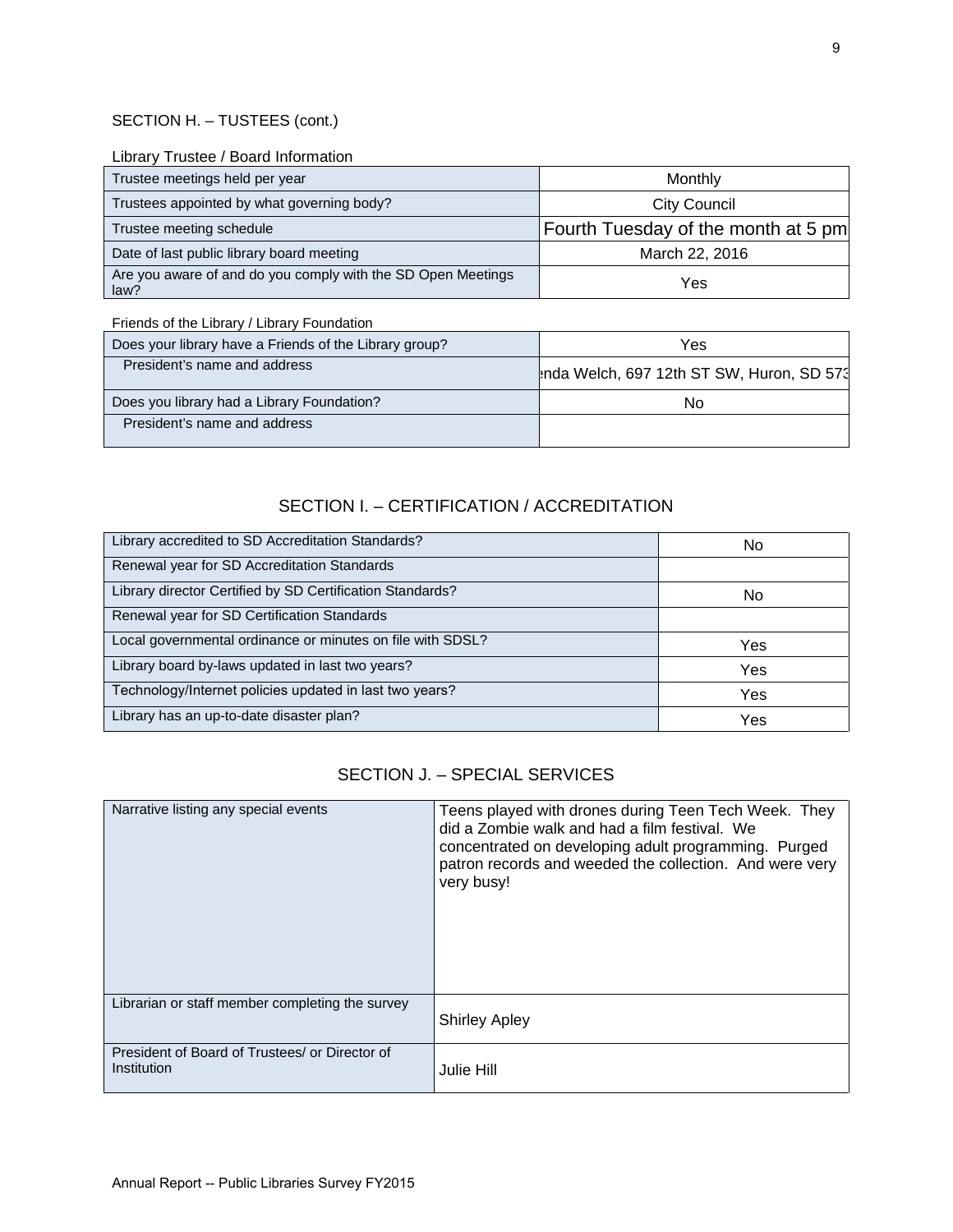SECTION H. – TUSTEES (cont.)

Library Trustee / Board Information

| Trustee meetings held per year | Monthly |
|---|---|
| Trustees appointed by what governing body? | City Council |
| Trustee meeting schedule | Fourth Tuesday of the month at 5 pm |
| Date of last public library board meeting | March 22, 2016 |
| Are you aware of and do you comply with the SD Open Meetings law? | Yes |

Friends of the Library / Library Foundation

| Does your library have a Friends of the Library group? | Yes |
|---|---|
| President's name and address | enda Welch, 697 12th ST SW, Huron, SD 573 |
| Does you library had a Library Foundation? | No |
| President's name and address | |

## SECTION I. – CERTIFICATION / ACCREDITATION

| Library accredited to SD Accreditation Standards? | No |
|---|---|
| Renewal year for SD Accreditation Standards | |
| Library director Certified by SD Certification Standards? | No |
| Renewal year for SD Certification Standards | |
| Local governmental ordinance or minutes on file with SDSL? | Yes |
| Library board by-laws updated in last two years? | Yes |
| Technology/Internet policies updated in last two years? | Yes |
| Library has an up-to-date disaster plan? | Yes |

## SECTION J. – SPECIAL SERVICES

| Narrative listing any special events | Teens played with drones during Teen Tech Week. They did a Zombie walk and had a film festival. We concentrated on developing adult programming. Purged patron records and weeded the collection. And were very very busy! |
|---|---|
| Librarian or staff member completing the survey | Shirley Apley |
| President of Board of Trustees/ or Director of Institution | Julie Hill |

Annual Report -- Public Libraries Survey FY2015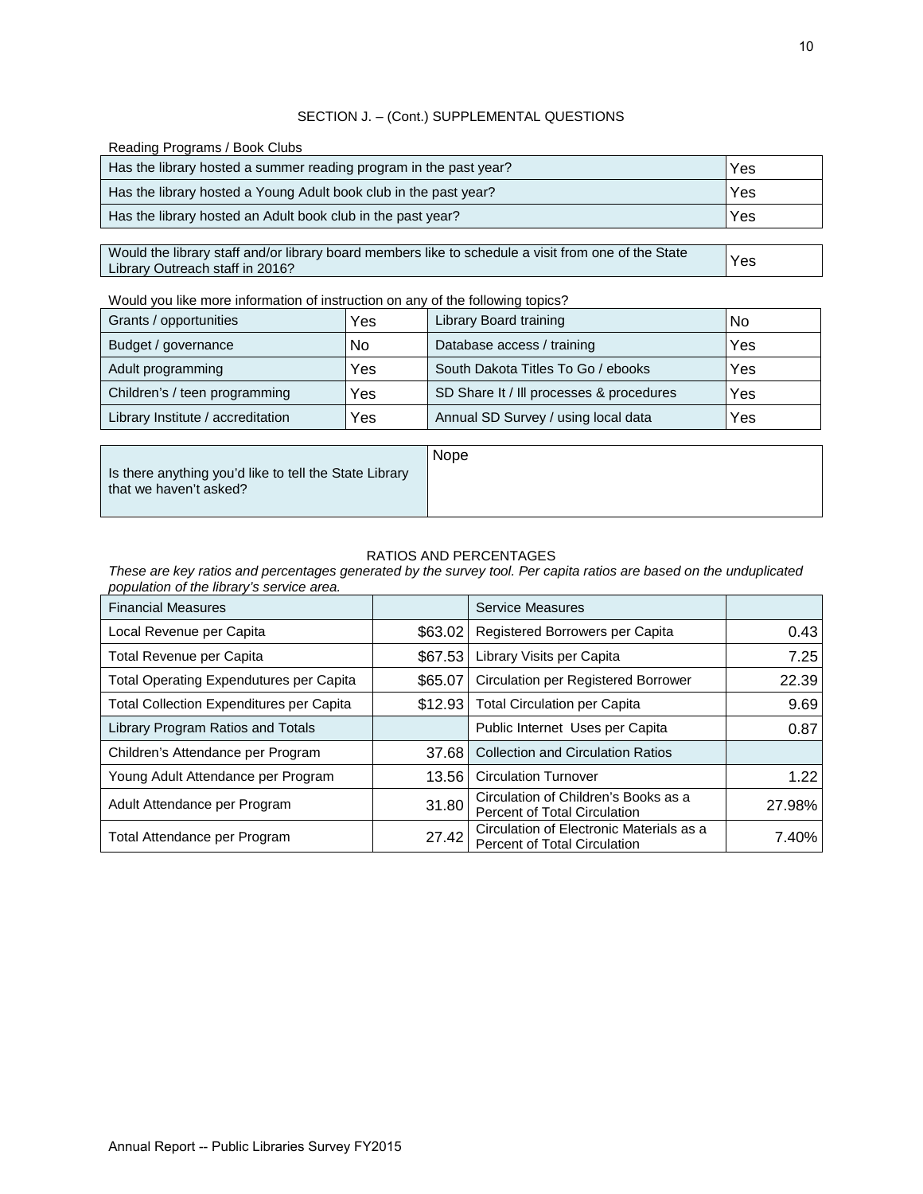## SECTION J. – (Cont.) SUPPLEMENTAL QUESTIONS

Reading Programs / Book Clubs

| Question | Answer |
|---|---|
| Has the library hosted a summer reading program in the past year? | Yes |
| Has the library hosted a Young Adult book club in the past year? | Yes |
| Has the library hosted an Adult book club in the past year? | Yes |

| Question | Answer |
|---|---|
| Would the library staff and/or library board members like to schedule a visit from one of the State Library Outreach staff in 2016? | Yes |

Would you like more information of instruction on any of the following topics?

| Topic | Answer | Topic | Answer |
|---|---|---|---|
| Grants / opportunities | Yes | Library Board training | No |
| Budget / governance | No | Database access / training | Yes |
| Adult programming | Yes | South Dakota Titles To Go / ebooks | Yes |
| Children's / teen programming | Yes | SD Share It / Ill processes & procedures | Yes |
| Library Institute / accreditation | Yes | Annual SD Survey / using local data | Yes |

| Question | Answer |
|---|---|
| Is there anything you'd like to tell the State Library that we haven't asked? | Nope |

## RATIOS AND PERCENTAGES

*These are key ratios and percentages generated by the survey tool. Per capita ratios are based on the unduplicated population of the library's service area.*

| Financial Measures | | Service Measures | |
|---|---|---|---|
| Local Revenue per Capita | $63.02 | Registered Borrowers per Capita | 0.43 |
| Total Revenue per Capita | $67.53 | Library Visits per Capita | 7.25 |
| Total Operating Expendutures per Capita | $65.07 | Circulation per Registered Borrower | 22.39 |
| Total Collection Expenditures per Capita | $12.93 | Total Circulation per Capita | 9.69 |
| **Library Program Ratios and Totals** | | Public Internet Uses per Capita | 0.87 |
| Children's Attendance per Program | 37.68 | **Collection and Circulation Ratios** | |
| Young Adult Attendance per Program | 13.56 | Circulation Turnover | 1.22 |
| Adult Attendance per Program | 31.80 | Circulation of Children's Books as a Percent of Total Circulation | 27.98% |
| Total Attendance per Program | 27.42 | Circulation of Electronic Materials as a Percent of Total Circulation | 7.40% |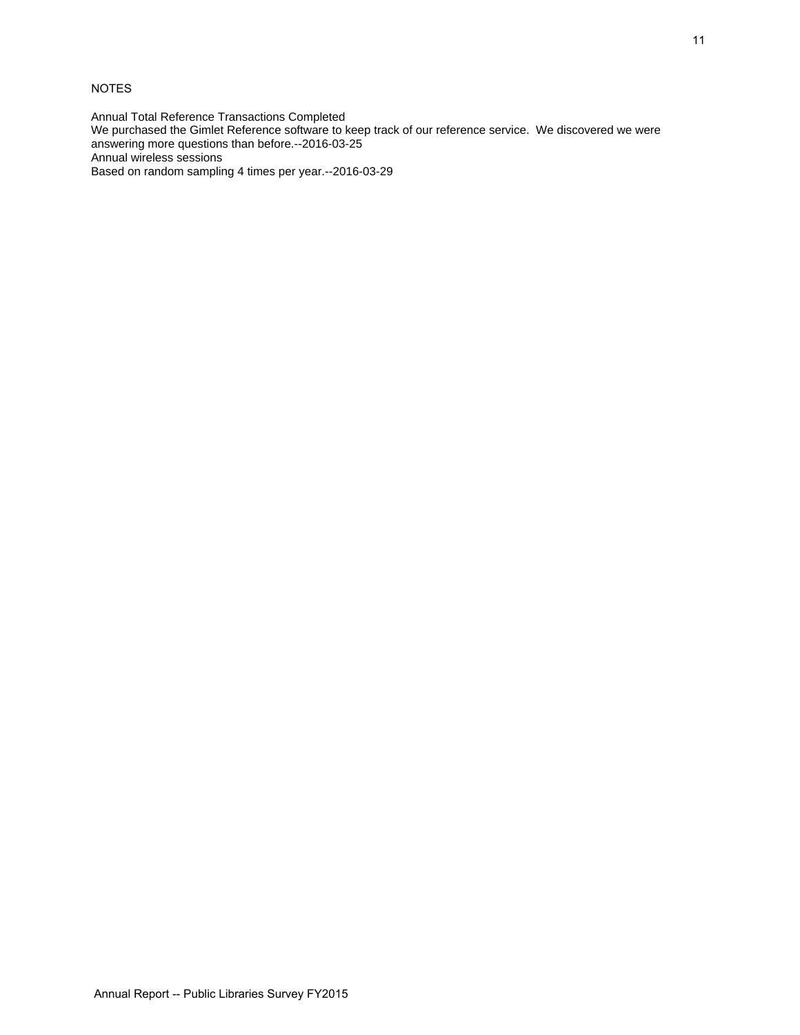NOTES

Annual Total Reference Transactions Completed
We purchased the Gimlet Reference software to keep track of our reference service. We discovered we were answering more questions than before.--2016-03-25
Annual wireless sessions
Based on random sampling 4 times per year.--2016-03-29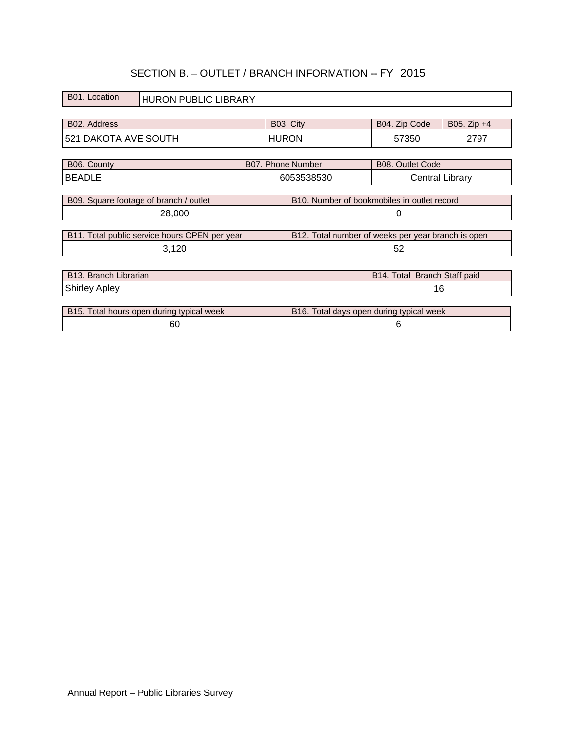## SECTION B. – OUTLET / BRANCH INFORMATION -- FY 2015

| B01. Location | HURON PUBLIC LIBRARY |
|---|---|

| B02. Address | B03. City | B04. Zip Code | B05. Zip +4 |
|---|---|---|---|
| 521 DAKOTA AVE SOUTH | HURON | 57350 | 2797 |

| B06. County | B07. Phone Number | B08. Outlet Code |
|---|---|---|
| BEADLE | 6053538530 | Central Library |

| B09. Square footage of branch / outlet | B10. Number of bookmobiles in outlet record |
|---|---|
| 28,000 | 0 |

| B11. Total public service hours OPEN per year | B12. Total number of weeks per year branch is open |
|---|---|
| 3,120 | 52 |

| B13. Branch Librarian | B14. Total Branch Staff paid |
|---|---|
| Shirley Apley | 16 |

| B15. Total hours open during typical week | B16. Total days open during typical week |
|---|---|
| 60 | 6 |